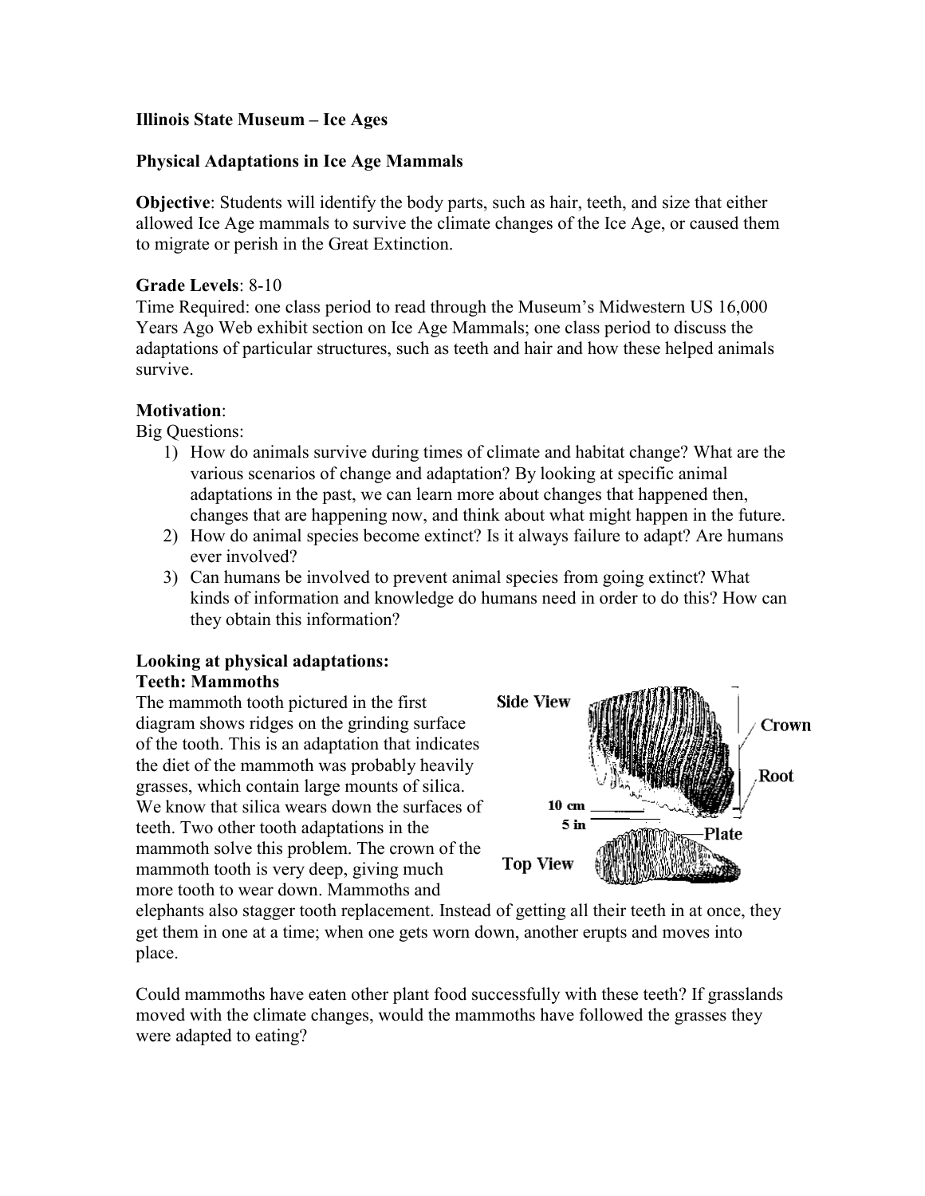**Illinois State Museum – Ice Ages**

**Physical Adaptations in Ice Age Mammals**

**Objective**: Students will identify the body parts, such as hair, teeth, and size that either allowed Ice Age mammals to survive the climate changes of the Ice Age, or caused them to migrate or perish in the Great Extinction.

**Grade Levels**: 8-10

Time Required: one class period to read through the Museum's Midwestern US 16,000 Years Ago Web exhibit section on Ice Age Mammals; one class period to discuss the adaptations of particular structures, such as teeth and hair and how these helped animals survive.

**Motivation**:

Big Questions:

1) How do animals survive during times of climate and habitat change? What are the various scenarios of change and adaptation? By looking at specific animal adaptations in the past, we can learn more about changes that happened then, changes that are happening now, and think about what might happen in the future.
2) How do animal species become extinct? Is it always failure to adapt? Are humans ever involved?
3) Can humans be involved to prevent animal species from going extinct? What kinds of information and knowledge do humans need in order to do this? How can they obtain this information?

**Looking at physical adaptations:**

**Teeth: Mammoths**

The mammoth tooth pictured in the first diagram shows ridges on the grinding surface of the tooth. This is an adaptation that indicates the diet of the mammoth was probably heavily grasses, which contain large mounts of silica. We know that silica wears down the surfaces of teeth. Two other tooth adaptations in the mammoth solve this problem. The crown of the mammoth tooth is very deep, giving much more tooth to wear down. Mammoths and elephants also stagger tooth replacement. Instead of getting all their teeth in at once, they get them in one at a time; when one gets worn down, another erupts and moves into place.

Could mammoths have eaten other plant food successfully with these teeth? If grasslands moved with the climate changes, would the mammoths have followed the grasses they were adapted to eating?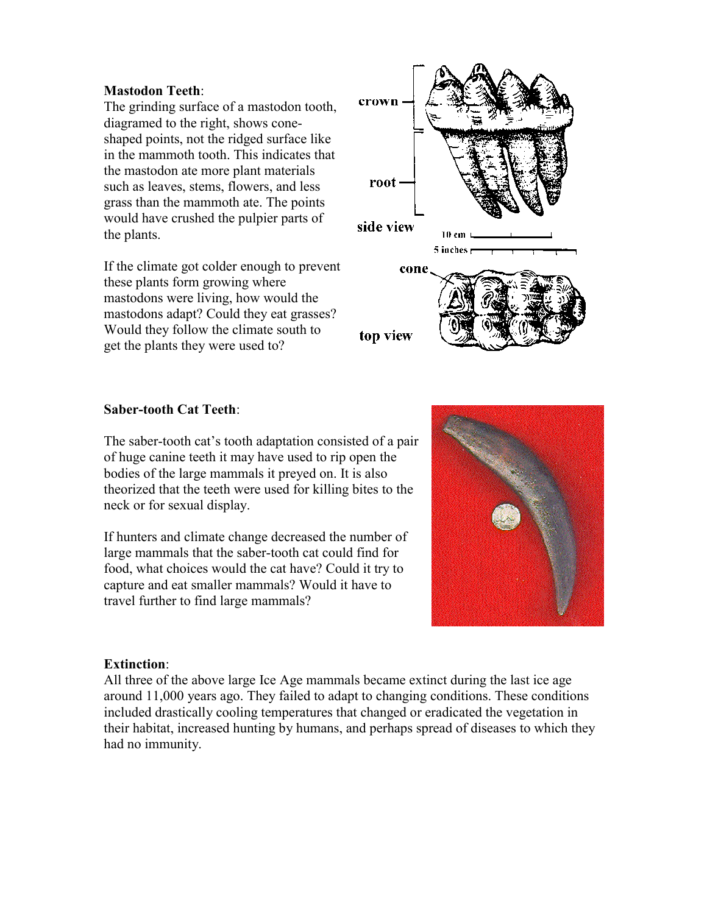**Mastodon Teeth**:

The grinding surface of a mastodon tooth, diagramed to the right, shows cone-shaped points, not the ridged surface like in the mammoth tooth. This indicates that the mastodon ate more plant materials such as leaves, stems, flowers, and less grass than the mammoth ate. The points would have crushed the pulpier parts of the plants.

If the climate got colder enough to prevent these plants form growing where mastodons were living, how would the mastodons adapt? Could they eat grasses? Would they follow the climate south to get the plants they were used to?

**Saber-tooth Cat Teeth**:

The saber-tooth cat's tooth adaptation consisted of a pair of huge canine teeth it may have used to rip open the bodies of the large mammals it preyed on. It is also theorized that the teeth were used for killing bites to the neck or for sexual display.

If hunters and climate change decreased the number of large mammals that the saber-tooth cat could find for food, what choices would the cat have? Could it try to capture and eat smaller mammals? Would it have to travel further to find large mammals?

**Extinction**:

All three of the above large Ice Age mammals became extinct during the last ice age around 11,000 years ago. They failed to adapt to changing conditions. These conditions included drastically cooling temperatures that changed or eradicated the vegetation in their habitat, increased hunting by humans, and perhaps spread of diseases to which they had no immunity.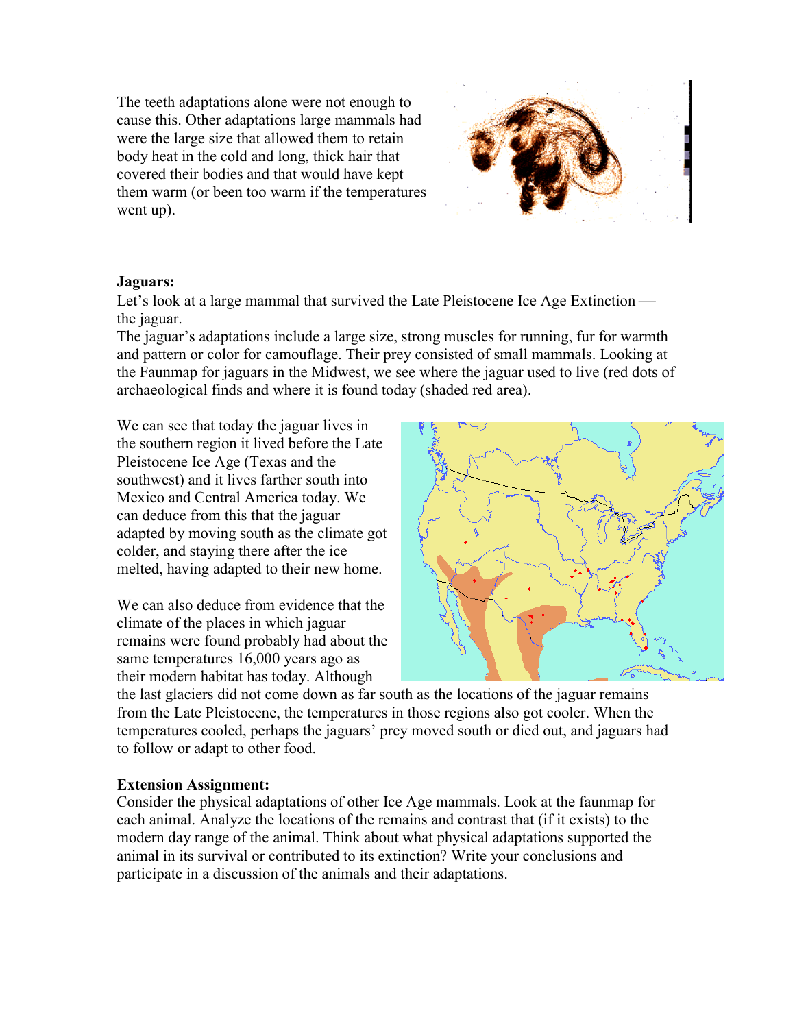The teeth adaptations alone were not enough to cause this. Other adaptations large mammals had were the large size that allowed them to retain body heat in the cold and long, thick hair that covered their bodies and that would have kept them warm (or been too warm if the temperatures went up).

**Jaguars:**

Let's look at a large mammal that survived the Late Pleistocene Ice Age Extinction — the jaguar.

The jaguar's adaptations include a large size, strong muscles for running, fur for warmth and pattern or color for camouflage. Their prey consisted of small mammals. Looking at the Faunmap for jaguars in the Midwest, we see where the jaguar used to live (red dots of archaeological finds and where it is found today (shaded red area).

We can see that today the jaguar lives in the southern region it lived before the Late Pleistocene Ice Age (Texas and the southwest) and it lives farther south into Mexico and Central America today. We can deduce from this that the jaguar adapted by moving south as the climate got colder, and staying there after the ice melted, having adapted to their new home.

We can also deduce from evidence that the climate of the places in which jaguar remains were found probably had about the same temperatures 16,000 years ago as their modern habitat has today. Although the last glaciers did not come down as far south as the locations of the jaguar remains from the Late Pleistocene, the temperatures in those regions also got cooler. When the temperatures cooled, perhaps the jaguars' prey moved south or died out, and jaguars had to follow or adapt to other food.

**Extension Assignment:**

Consider the physical adaptations of other Ice Age mammals. Look at the faunmap for each animal. Analyze the locations of the remains and contrast that (if it exists) to the modern day range of the animal. Think about what physical adaptations supported the animal in its survival or contributed to its extinction? Write your conclusions and participate in a discussion of the animals and their adaptations.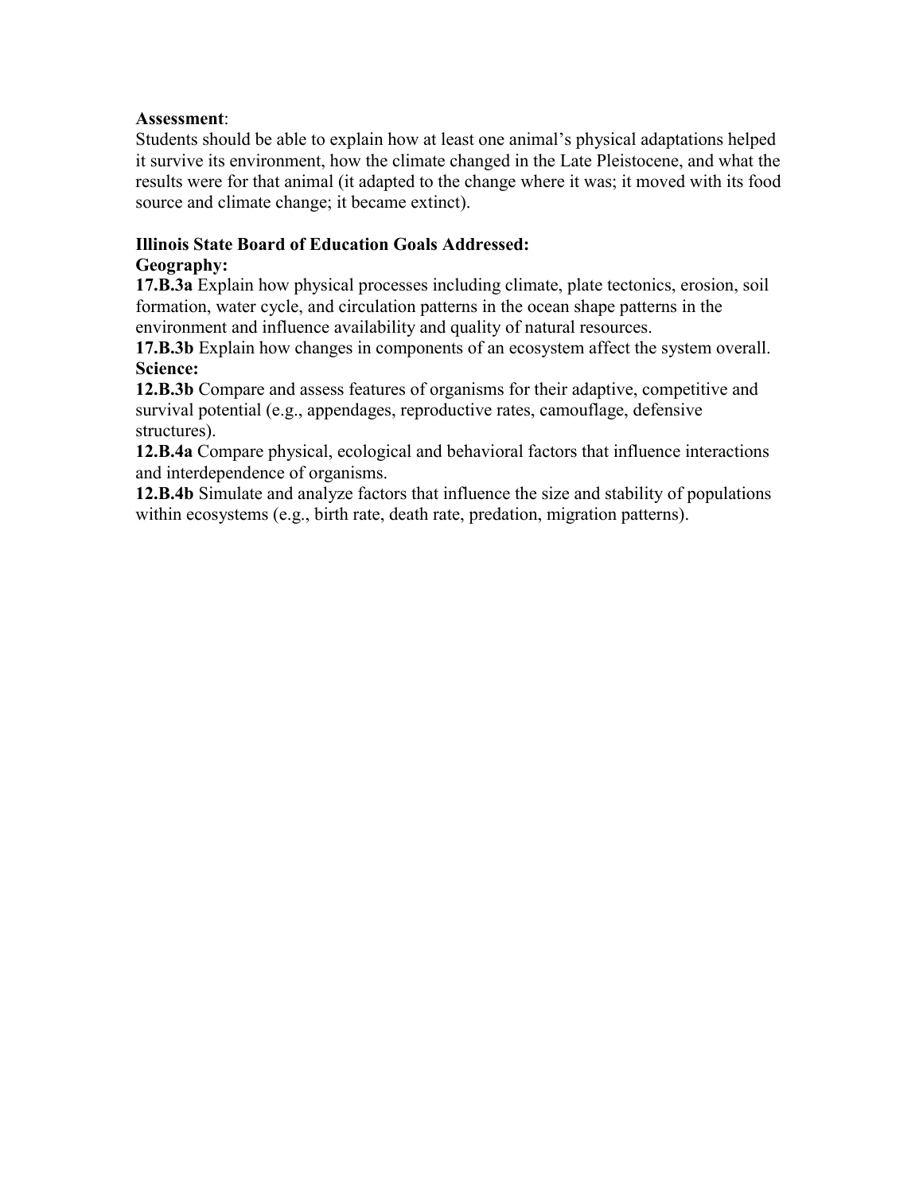**Assessment**:
Students should be able to explain how at least one animal's physical adaptations helped it survive its environment, how the climate changed in the Late Pleistocene, and what the results were for that animal (it adapted to the change where it was; it moved with its food source and climate change; it became extinct).

**Illinois State Board of Education Goals Addressed:**

**Geography:**

**17.B.3a** Explain how physical processes including climate, plate tectonics, erosion, soil formation, water cycle, and circulation patterns in the ocean shape patterns in the environment and influence availability and quality of natural resources.

**17.B.3b** Explain how changes in components of an ecosystem affect the system overall.

**Science:**

**12.B.3b** Compare and assess features of organisms for their adaptive, competitive and survival potential (e.g., appendages, reproductive rates, camouflage, defensive structures).

**12.B.4a** Compare physical, ecological and behavioral factors that influence interactions and interdependence of organisms.

**12.B.4b** Simulate and analyze factors that influence the size and stability of populations within ecosystems (e.g., birth rate, death rate, predation, migration patterns).